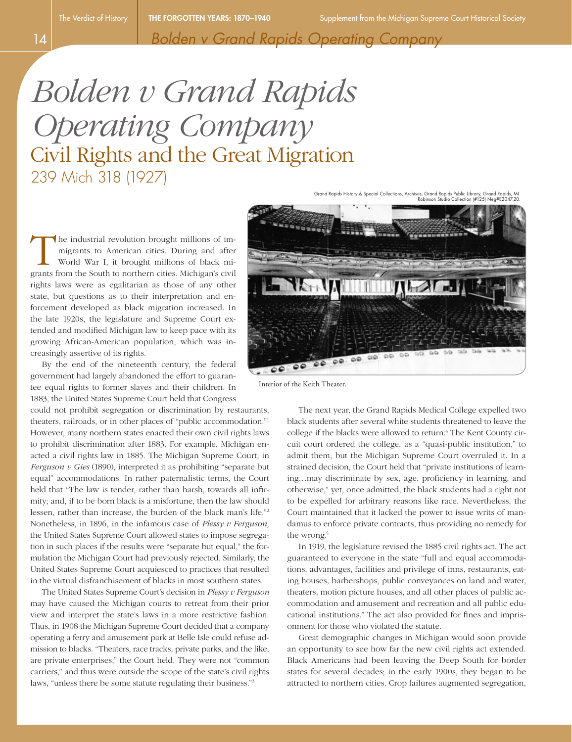# *Bolden v Grand Rapids Operating Company*

## Civil Rights and the Great Migration

### 239 Mich 318 (1927)

The industrial revolution brought millions of immigrants to American cities. During and after World War I, it brought millions of black migrants from the South to northern cities. Michigan's civil rights laws were as egalitarian as those of any other state, but questions as to their interpretation and enforcement developed as black migration increased. In the late 1920s, the legislature and Supreme Court extended and modified Michigan law to keep pace with its growing African-American population, which was increasingly assertive of its rights.

By the end of the nineteenth century, the federal government had largely abandoned the effort to guarantee equal rights to former slaves and their children. In 1883, the United States Supreme Court held that Congress could not prohibit segregation or discrimination by restaurants, theaters, railroads, or in other places of "public accommodation."[1] However, many northern states enacted their own civil rights laws to prohibit discrimination after 1883. For example, Michigan enacted a civil rights law in 1885. The Michigan Supreme Court, in *Ferguson v Gies* (1890), interpreted it as prohibiting "separate but equal" accommodations. In rather paternalistic terms, the Court held that "The law is tender, rather than harsh, towards all infirmity; and, if to be born black is a misfortune, then the law should lessen, rather than increase, the burden of the black man's life."[2] Nonetheless, in 1896, in the infamous case of *Plessy v Ferguson,* the United States Supreme Court allowed states to impose segregation in such places if the results were "separate but equal," the formulation the Michigan Court had previously rejected. Similarly, the United States Supreme Court acquiesced to practices that resulted in the virtual disfranchisement of blacks in most southern states.

The United States Supreme Court's decision in *Plessy v Ferguson* may have caused the Michigan courts to retreat from their prior view and interpret the state's laws in a more restrictive fashion. Thus, in 1908 the Michigan Supreme Court decided that a company operating a ferry and amusement park at Belle Isle could refuse admission to blacks. "Theaters, race tracks, private parks, and the like, are private enterprises," the Court held. They were not "common carriers," and thus were outside the scope of the state's civil rights laws, "unless there be some statute regulating their business."[3]

Grand Rapids History & Special Collections, Archives, Grand Rapids Public Library, Grand Rapids, MI. Robinson Studio Collection (#125) Neg#E2047.20.

Interior of the Keith Theater.

The next year, the Grand Rapids Medical College expelled two black students after several white students threatened to leave the college if the blacks were allowed to return.[4] The Kent County circuit court ordered the college, as a "quasi-public institution," to admit them, but the Michigan Supreme Court overruled it. In a strained decision, the Court held that "private institutions of learning…may discriminate by sex, age, proficiency in learning, and otherwise," yet, once admitted, the black students had a right not to be expelled for arbitrary reasons like race. Nevertheless, the Court maintained that it lacked the power to issue writs of mandamus to enforce private contracts, thus providing no remedy for the wrong.[5]

In 1919, the legislature revised the 1885 civil rights act. The act guaranteed to everyone in the state "full and equal accommodations, advantages, facilities and privilege of inns, restaurants, eating houses, barbershops, public conveyances on land and water, theaters, motion picture houses, and all other places of public accommodation and amusement and recreation and all public educational institutions." The act also provided for fines and imprisonment for those who violated the statute.

Great demographic changes in Michigan would soon provide an opportunity to see how far the new civil rights act extended. Black Americans had been leaving the Deep South for border states for several decades; in the early 1900s, they began to be attracted to northern cities. Crop failures augmented segregation,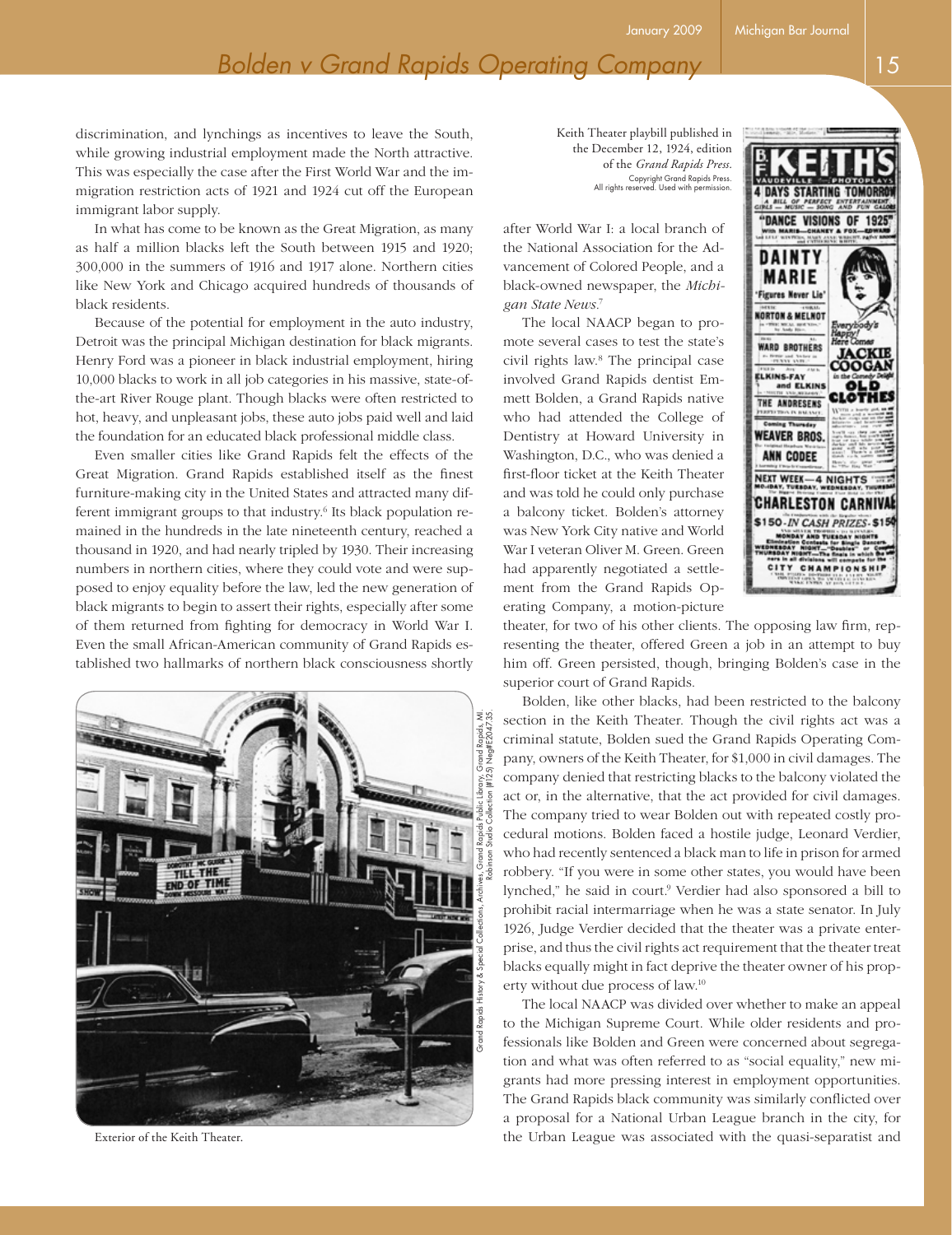discrimination, and lynchings as incentives to leave the South, while growing industrial employment made the North attractive. This was especially the case after the First World War and the immigration restriction acts of 1921 and 1924 cut off the European immigrant labor supply.

In what has come to be known as the Great Migration, as many as half a million blacks left the South between 1915 and 1920; 300,000 in the summers of 1916 and 1917 alone. Northern cities like New York and Chicago acquired hundreds of thousands of black residents.

Because of the potential for employment in the auto industry, Detroit was the principal Michigan destination for black migrants. Henry Ford was a pioneer in black industrial employment, hiring 10,000 blacks to work in all job categories in his massive, state-of-the-art River Rouge plant. Though blacks were often restricted to hot, heavy, and unpleasant jobs, these auto jobs paid well and laid the foundation for an educated black professional middle class.

Even smaller cities like Grand Rapids felt the effects of the Great Migration. Grand Rapids established itself as the finest furniture-making city in the United States and attracted many different immigrant groups to that industry.[6] Its black population remained in the hundreds in the late nineteenth century, reached a thousand in 1920, and had nearly tripled by 1930. Their increasing numbers in northern cities, where they could vote and were supposed to enjoy equality before the law, led the new generation of black migrants to begin to assert their rights, especially after some of them returned from fighting for democracy in World War I. Even the small African-American community of Grand Rapids established two hallmarks of northern black consciousness shortly after World War I: a local branch of the National Association for the Advancement of Colored People, and a black-owned newspaper, the *Michigan State News*.[7]

Keith Theater playbill published in the December 12, 1924, edition of the *Grand Rapids Press*. Copyright Grand Rapids Press. All rights reserved. Used with permission.

The local NAACP began to promote several cases to test the state's civil rights law.[8] The principal case involved Grand Rapids dentist Emmett Bolden, a Grand Rapids native who had attended the College of Dentistry at Howard University in Washington, D.C., who was denied a first-floor ticket at the Keith Theater and was told he could only purchase a balcony ticket. Bolden's attorney was New York City native and World War I veteran Oliver M. Green. Green had apparently negotiated a settlement from the Grand Rapids Operating Company, a motion-picture theater, for two of his other clients. The opposing law firm, representing the theater, offered Green a job in an attempt to buy him off. Green persisted, though, bringing Bolden's case in the superior court of Grand Rapids.

Bolden, like other blacks, had been restricted to the balcony section in the Keith Theater. Though the civil rights act was a criminal statute, Bolden sued the Grand Rapids Operating Company, owners of the Keith Theater, for $1,000 in civil damages. The company denied that restricting blacks to the balcony violated the act or, in the alternative, that the act provided for civil damages. The company tried to wear Bolden out with repeated costly procedural motions. Bolden faced a hostile judge, Leonard Verdier, who had recently sentenced a black man to life in prison for armed robbery. "If you were in some other states, you would have been lynched," he said in court.[9] Verdier had also sponsored a bill to prohibit racial intermarriage when he was a state senator. In July 1926, Judge Verdier decided that the theater was a private enterprise, and thus the civil rights act requirement that the theater treat blacks equally might in fact deprive the theater owner of his property without due process of law.[10]

The local NAACP was divided over whether to make an appeal to the Michigan Supreme Court. While older residents and professionals like Bolden and Green were concerned about segregation and what was often referred to as "social equality," new migrants had more pressing interest in employment opportunities. The Grand Rapids black community was similarly conflicted over a proposal for a National Urban League branch in the city, for the Urban League was associated with the quasi-separatist and

Grand Rapids History & Special Collections, Archives, Grand Rapids Public Library, Grand Rapids, MI. Robinson Studio Collection (#125) Neg#E2047-35.

Exterior of the Keith Theater.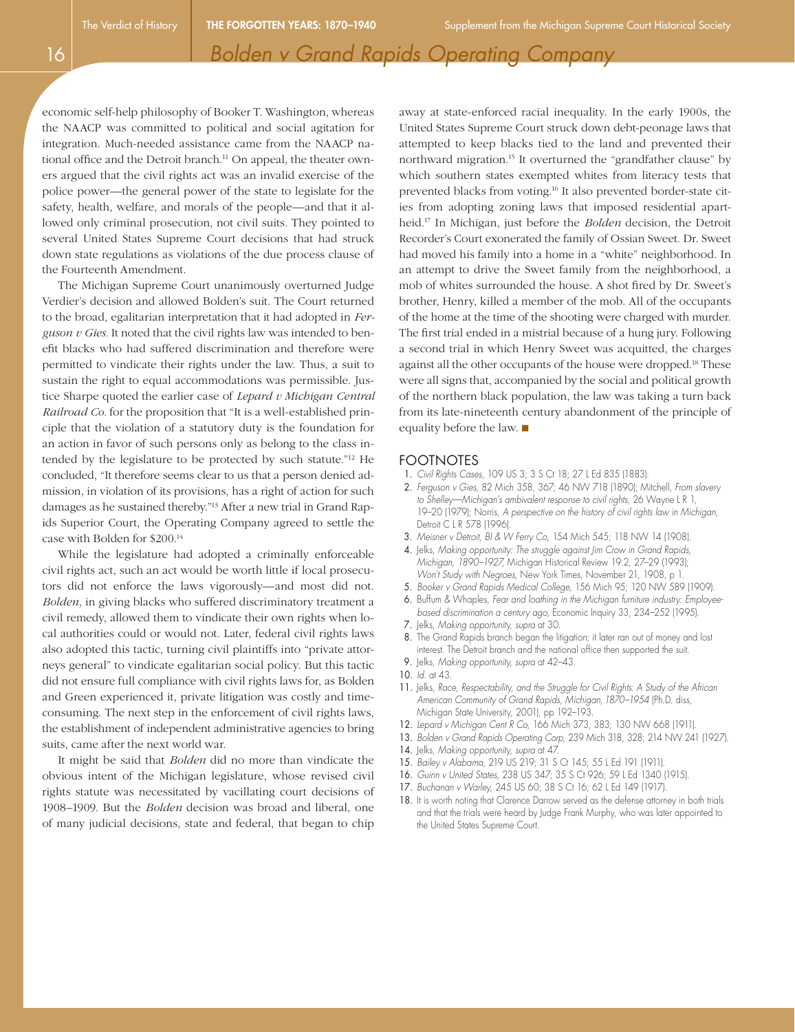economic self-help philosophy of Booker T. Washington, whereas the NAACP was committed to political and social agitation for integration. Much-needed assistance came from the NAACP national office and the Detroit branch.[11] On appeal, the theater owners argued that the civil rights act was an invalid exercise of the police power—the general power of the state to legislate for the safety, health, welfare, and morals of the people—and that it allowed only criminal prosecution, not civil suits. They pointed to several United States Supreme Court decisions that had struck down state regulations as violations of the due process clause of the Fourteenth Amendment.

The Michigan Supreme Court unanimously overturned Judge Verdier's decision and allowed Bolden's suit. The Court returned to the broad, egalitarian interpretation that it had adopted in *Ferguson v Gies*. It noted that the civil rights law was intended to benefit blacks who had suffered discrimination and therefore were permitted to vindicate their rights under the law. Thus, a suit to sustain the right to equal accommodations was permissible. Justice Sharpe quoted the earlier case of *Lepard v Michigan Central Railroad Co.* for the proposition that "It is a well-established principle that the violation of a statutory duty is the foundation for an action in favor of such persons only as belong to the class intended by the legislature to be protected by such statute."[12] He concluded, "It therefore seems clear to us that a person denied admission, in violation of its provisions, has a right of action for such damages as he sustained thereby."[13] After a new trial in Grand Rapids Superior Court, the Operating Company agreed to settle the case with Bolden for $200.[14]

While the legislature had adopted a criminally enforceable civil rights act, such an act would be worth little if local prosecutors did not enforce the laws vigorously—and most did not. *Bolden*, in giving blacks who suffered discriminatory treatment a civil remedy, allowed them to vindicate their own rights when local authorities could or would not. Later, federal civil rights laws also adopted this tactic, turning civil plaintiffs into "private attorneys general" to vindicate egalitarian social policy. But this tactic did not ensure full compliance with civil rights laws for, as Bolden and Green experienced it, private litigation was costly and time-consuming. The next step in the enforcement of civil rights laws, the establishment of independent administrative agencies to bring suits, came after the next world war.

It might be said that *Bolden* did no more than vindicate the obvious intent of the Michigan legislature, whose revised civil rights statute was necessitated by vacillating court decisions of 1908–1909. But the *Bolden* decision was broad and liberal, one of many judicial decisions, state and federal, that began to chip away at state-enforced racial inequality. In the early 1900s, the United States Supreme Court struck down debt-peonage laws that attempted to keep blacks tied to the land and prevented their northward migration.[15] It overturned the "grandfather clause" by which southern states exempted whites from literacy tests that prevented blacks from voting.[16] It also prevented border-state cities from adopting zoning laws that imposed residential apartheid.[17] In Michigan, just before the *Bolden* decision, the Detroit Recorder's Court exonerated the family of Ossian Sweet. Dr. Sweet had moved his family into a home in a "white" neighborhood. In an attempt to drive the Sweet family from the neighborhood, a mob of whites surrounded the house. A shot fired by Dr. Sweet's brother, Henry, killed a member of the mob. All of the occupants of the home at the time of the shooting were charged with murder. The first trial ended in a mistrial because of a hung jury. Following a second trial in which Henry Sweet was acquitted, the charges against all the other occupants of the house were dropped.[18] These were all signs that, accompanied by the social and political growth of the northern black population, the law was taking a turn back from its late-nineteenth century abandonment of the principle of equality before the law. ■

## FOOTNOTES

1. *Civil Rights Cases,* 109 US 3; 3 S Ct 18; 27 L Ed 835 (1883).
2. *Ferguson v Gies,* 82 Mich 358, 367; 46 NW 718 (1890); Mitchell, *From slavery to Shelley—Michigan's ambivalent response to civil rights,* 26 Wayne L R 1, 19–20 (1979); Norris, *A perspective on the history of civil rights law in Michigan,* Detroit C L R 578 (1996).
3. *Meisner v Detroit, BI & W Ferry Co,* 154 Mich 545; 118 NW 14 (1908).
4. Jelks, *Making opportunity: The struggle against Jim Crow in Grand Rapids, Michigan, 1890–1927,* Michigan Historical Review 19:2, 27–29 (1993); *Won't Study with Negroes,* New York Times, November 21, 1908, p 1.
5. *Booker v Grand Rapids Medical College,* 156 Mich 95; 120 NW 589 (1909).
6. Buffum & Whaples, *Fear and loathing in the Michigan furniture industry: Employee-based discrimination a century ago,* Economic Inquiry 33, 234–252 (1995).
7. Jelks, *Making opportunity, supra* at 30.
8. The Grand Rapids branch began the litigation; it later ran out of money and lost interest. The Detroit branch and the national office then supported the suit.
9. Jelks, *Making opportunity, supra* at 42–43.
10. *Id.* at 43.
11. Jelks, *Race, Respectability, and the Struggle for Civil Rights: A Study of the African American Community of Grand Rapids, Michigan, 1870–1954* (Ph.D. diss, Michigan State University, 2001), pp 192–193.
12. *Lepard v Michigan Cent R Co,* 166 Mich 373, 383; 130 NW 668 (1911).
13. *Bolden v Grand Rapids Operating Corp,* 239 Mich 318, 328; 214 NW 241 (1927).
14. Jelks, *Making opportunity, supra* at 47.
15. *Bailey v Alabama,* 219 US 219; 31 S Ct 145; 55 L Ed 191 (1911).
16. *Guinn v United States,* 238 US 347; 35 S Ct 926; 59 L Ed 1340 (1915).
17. *Buchanan v Warley,* 245 US 60; 38 S Ct 16; 62 L Ed 149 (1917).
18. It is worth noting that Clarence Darrow served as the defense attorney in both trials and that the trials were heard by Judge Frank Murphy, who was later appointed to the United States Supreme Court.